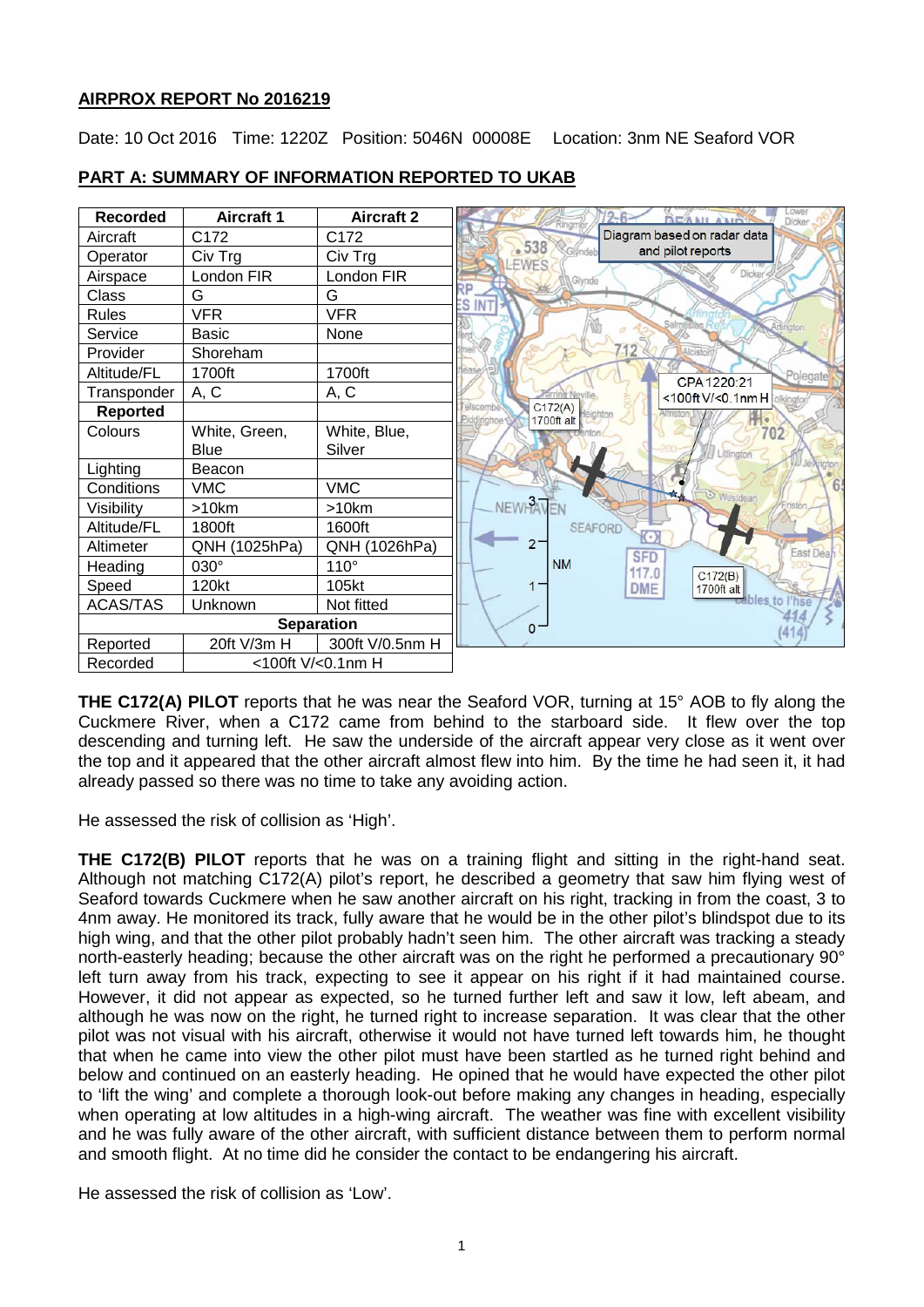**AIRPROX REPORT No 2016219**

Date: 10 Oct 2016 Time: 1220Z Position: 5046N 00008E Location: 3nm NE Seaford VOR

**PART A: SUMMARY OF INFORMATION REPORTED TO UKAB**

| Recorded | Aircraft 1 | Aircraft 2 |
|---|---|---|
| Aircraft | C172 | C172 |
| Operator | Civ Trg | Civ Trg |
| Airspace | London FIR | London FIR |
| Class | G | G |
| Rules | VFR | VFR |
| Service | Basic | None |
| Provider | Shoreham | |
| Altitude/FL | 1700ft | 1700ft |
| Transponder | A, C | A, C |
| **Reported** | | |
| Colours | White, Green, Blue | White, Blue, Silver |
| Lighting | Beacon | |
| Conditions | VMC | VMC |
| Visibility | >10km | >10km |
| Altitude/FL | 1800ft | 1600ft |
| Altimeter | QNH (1025hPa) | QNH (1026hPa) |
| Heading | 030° | 110° |
| Speed | 120kt | 105kt |
| ACAS/TAS | Unknown | Not fitted |
| **Separation** | | |
| Reported | 20ft V/3m H | 300ft V/0.5nm H |
| Recorded | <100ft V/<0.1nm H | |

Diagram based on radar data and pilot reports

CPA 1220:21 <100ft V/<0.1nm H

C172(A) 1700ft alt

C172(B) 1700ft alt

**THE C172(A) PILOT** reports that he was near the Seaford VOR, turning at 15° AOB to fly along the Cuckmere River, when a C172 came from behind to the starboard side. It flew over the top descending and turning left. He saw the underside of the aircraft appear very close as it went over the top and it appeared that the other aircraft almost flew into him. By the time he had seen it, it had already passed so there was no time to take any avoiding action.

He assessed the risk of collision as 'High'.

**THE C172(B) PILOT** reports that he was on a training flight and sitting in the right-hand seat. Although not matching C172(A) pilot's report, he described a geometry that saw him flying west of Seaford towards Cuckmere when he saw another aircraft on his right, tracking in from the coast, 3 to 4nm away. He monitored its track, fully aware that he would be in the other pilot's blindspot due to its high wing, and that the other pilot probably hadn't seen him. The other aircraft was tracking a steady north-easterly heading; because the other aircraft was on the right he performed a precautionary 90° left turn away from his track, expecting to see it appear on his right if it had maintained course. However, it did not appear as expected, so he turned further left and saw it low, left abeam, and although he was now on the right, he turned right to increase separation. It was clear that the other pilot was not visual with his aircraft, otherwise it would not have turned left towards him, he thought that when he came into view the other pilot must have been startled as he turned right behind and below and continued on an easterly heading. He opined that he would have expected the other pilot to 'lift the wing' and complete a thorough look-out before making any changes in heading, especially when operating at low altitudes in a high-wing aircraft. The weather was fine with excellent visibility and he was fully aware of the other aircraft, with sufficient distance between them to perform normal and smooth flight. At no time did he consider the contact to be endangering his aircraft.

He assessed the risk of collision as 'Low'.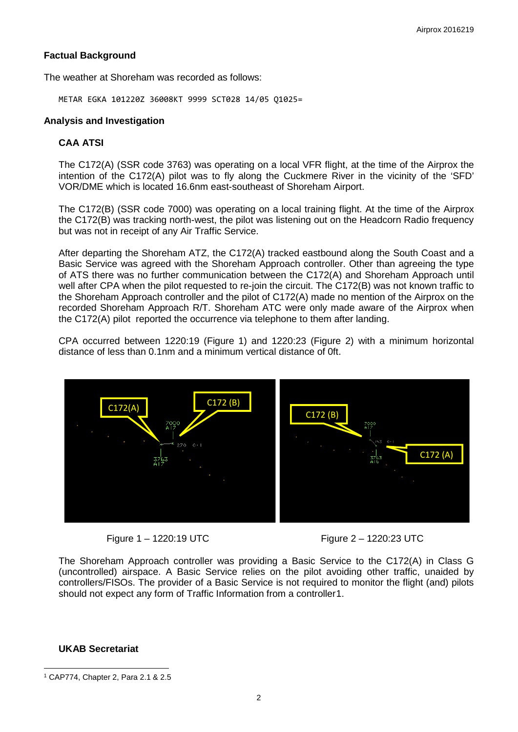### Factual Background

The weather at Shoreham was recorded as follows:

```
METAR EGKA 101220Z 36008KT 9999 SCT028 14/05 Q1025=
```

### Analysis and Investigation

#### CAA ATSI

The C172(A) (SSR code 3763) was operating on a local VFR flight, at the time of the Airprox the intention of the C172(A) pilot was to fly along the Cuckmere River in the vicinity of the 'SFD' VOR/DME which is located 16.6nm east-southeast of Shoreham Airport.

The C172(B) (SSR code 7000) was operating on a local training flight. At the time of the Airprox the C172(B) was tracking north-west, the pilot was listening out on the Headcorn Radio frequency but was not in receipt of any Air Traffic Service.

After departing the Shoreham ATZ, the C172(A) tracked eastbound along the South Coast and a Basic Service was agreed with the Shoreham Approach controller. Other than agreeing the type of ATS there was no further communication between the C172(A) and Shoreham Approach until well after CPA when the pilot requested to re-join the circuit. The C172(B) was not known traffic to the Shoreham Approach controller and the pilot of C172(A) made no mention of the Airprox on the recorded Shoreham Approach R/T. Shoreham ATC were only made aware of the Airprox when the C172(A) pilot reported the occurrence via telephone to them after landing.

CPA occurred between 1220:19 (Figure 1) and 1220:23 (Figure 2) with a minimum horizontal distance of less than 0.1nm and a minimum vertical distance of 0ft.

Figure 1 – 1220:19 UTC

Figure 2 – 1220:23 UTC

The Shoreham Approach controller was providing a Basic Service to the C172(A) in Class G (uncontrolled) airspace. A Basic Service relies on the pilot avoiding other traffic, unaided by controllers/FISOs. The provider of a Basic Service is not required to monitor the flight (and) pilots should not expect any form of Traffic Information from a controller[1].

#### UKAB Secretariat

[1] CAP774, Chapter 2, Para 2.1 & 2.5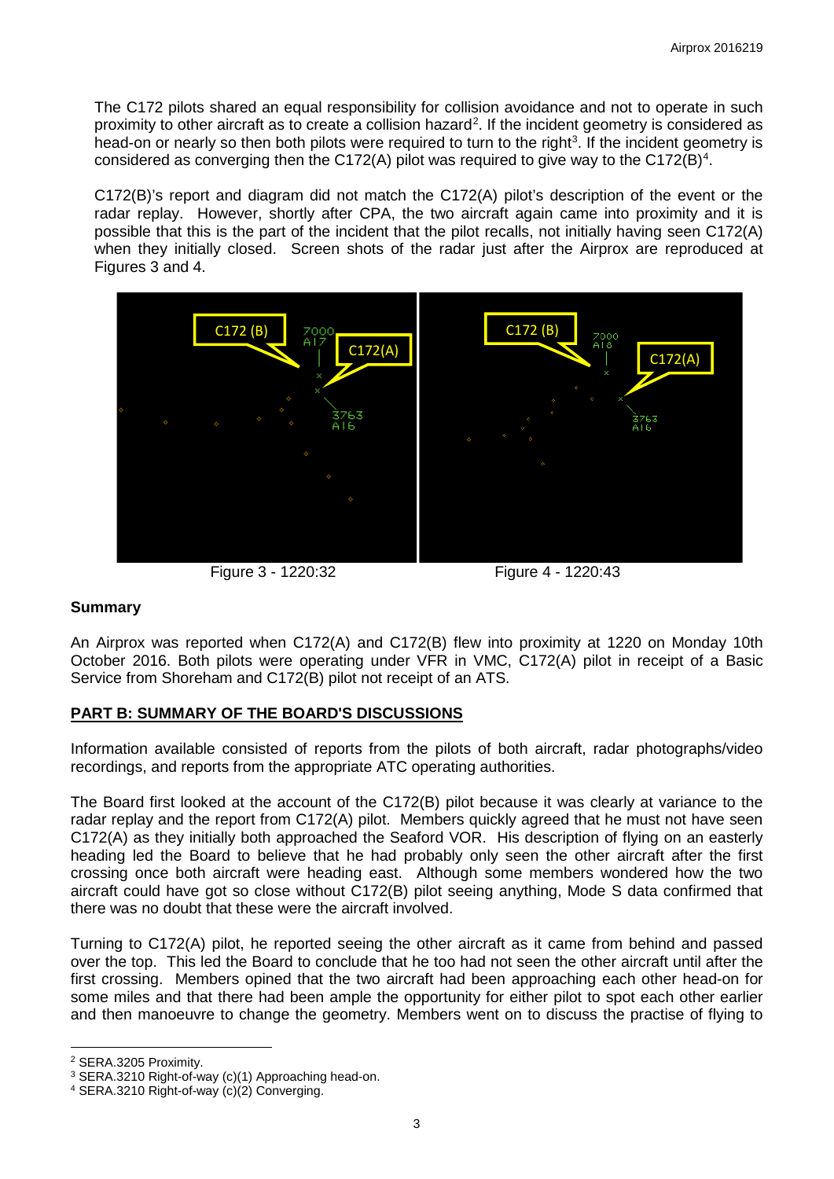The C172 pilots shared an equal responsibility for collision avoidance and not to operate in such proximity to other aircraft as to create a collision hazard[2]. If the incident geometry is considered as head-on or nearly so then both pilots were required to turn to the right[3]. If the incident geometry is considered as converging then the C172(A) pilot was required to give way to the C172(B)[4].

C172(B)'s report and diagram did not match the C172(A) pilot's description of the event or the radar replay. However, shortly after CPA, the two aircraft again came into proximity and it is possible that this is the part of the incident that the pilot recalls, not initially having seen C172(A) when they initially closed. Screen shots of the radar just after the Airprox are reproduced at Figures 3 and 4.

Figure 3 - 1220:32

Figure 4 - 1220:43

## Summary

An Airprox was reported when C172(A) and C172(B) flew into proximity at 1220 on Monday 10th October 2016. Both pilots were operating under VFR in VMC, C172(A) pilot in receipt of a Basic Service from Shoreham and C172(B) pilot not receipt of an ATS.

## PART B: SUMMARY OF THE BOARD'S DISCUSSIONS

Information available consisted of reports from the pilots of both aircraft, radar photographs/video recordings, and reports from the appropriate ATC operating authorities.

The Board first looked at the account of the C172(B) pilot because it was clearly at variance to the radar replay and the report from C172(A) pilot. Members quickly agreed that he must not have seen C172(A) as they initially both approached the Seaford VOR. His description of flying on an easterly heading led the Board to believe that he had probably only seen the other aircraft after the first crossing once both aircraft were heading east. Although some members wondered how the two aircraft could have got so close without C172(B) pilot seeing anything, Mode S data confirmed that there was no doubt that these were the aircraft involved.

Turning to C172(A) pilot, he reported seeing the other aircraft as it came from behind and passed over the top. This led the Board to conclude that he too had not seen the other aircraft until after the first crossing. Members opined that the two aircraft had been approaching each other head-on for some miles and that there had been ample the opportunity for either pilot to spot each other earlier and then manoeuvre to change the geometry. Members went on to discuss the practise of flying to

---

[2] SERA.3205 Proximity.

[3] SERA.3210 Right-of-way (c)(1) Approaching head-on.

[4] SERA.3210 Right-of-way (c)(2) Converging.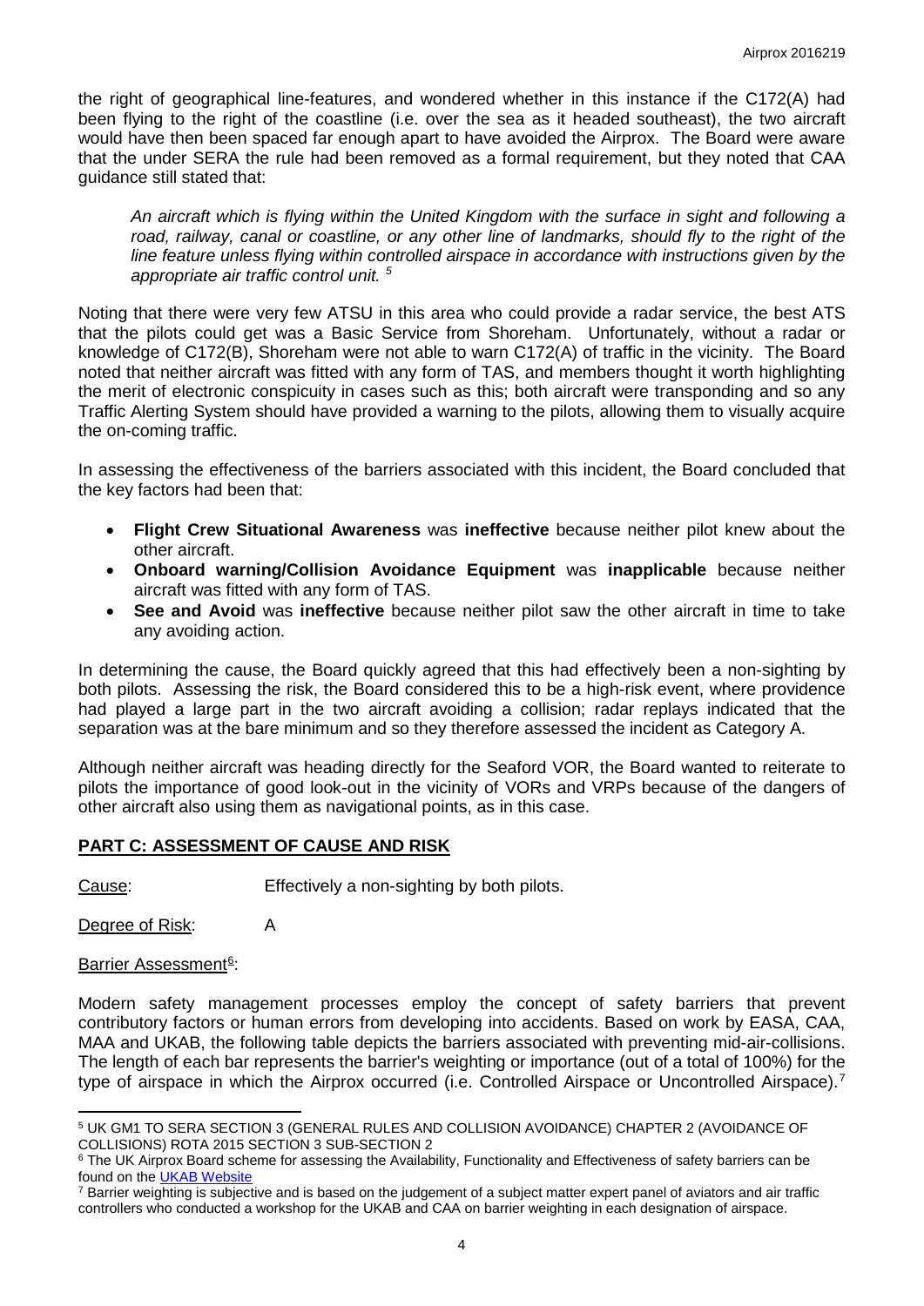the right of geographical line-features, and wondered whether in this instance if the C172(A) had been flying to the right of the coastline (i.e. over the sea as it headed southeast), the two aircraft would have then been spaced far enough apart to have avoided the Airprox. The Board were aware that the under SERA the rule had been removed as a formal requirement, but they noted that CAA guidance still stated that:

*An aircraft which is flying within the United Kingdom with the surface in sight and following a road, railway, canal or coastline, or any other line of landmarks, should fly to the right of the line feature unless flying within controlled airspace in accordance with instructions given by the appropriate air traffic control unit.* [5]

Noting that there were very few ATSU in this area who could provide a radar service, the best ATS that the pilots could get was a Basic Service from Shoreham. Unfortunately, without a radar or knowledge of C172(B), Shoreham were not able to warn C172(A) of traffic in the vicinity. The Board noted that neither aircraft was fitted with any form of TAS, and members thought it worth highlighting the merit of electronic conspicuity in cases such as this; both aircraft were transponding and so any Traffic Alerting System should have provided a warning to the pilots, allowing them to visually acquire the on-coming traffic.

In assessing the effectiveness of the barriers associated with this incident, the Board concluded that the key factors had been that:

- **Flight Crew Situational Awareness** was **ineffective** because neither pilot knew about the other aircraft.
- **Onboard warning/Collision Avoidance Equipment** was **inapplicable** because neither aircraft was fitted with any form of TAS.
- **See and Avoid** was **ineffective** because neither pilot saw the other aircraft in time to take any avoiding action.

In determining the cause, the Board quickly agreed that this had effectively been a non-sighting by both pilots. Assessing the risk, the Board considered this to be a high-risk event, where providence had played a large part in the two aircraft avoiding a collision; radar replays indicated that the separation was at the bare minimum and so they therefore assessed the incident as Category A.

Although neither aircraft was heading directly for the Seaford VOR, the Board wanted to reiterate to pilots the importance of good look-out in the vicinity of VORs and VRPs because of the dangers of other aircraft also using them as navigational points, as in this case.

## PART C: ASSESSMENT OF CAUSE AND RISK

Cause: Effectively a non-sighting by both pilots.

Degree of Risk: A

Barrier Assessment[6]:

Modern safety management processes employ the concept of safety barriers that prevent contributory factors or human errors from developing into accidents. Based on work by EASA, CAA, MAA and UKAB, the following table depicts the barriers associated with preventing mid-air-collisions. The length of each bar represents the barrier's weighting or importance (out of a total of 100%) for the type of airspace in which the Airprox occurred (i.e. Controlled Airspace or Uncontrolled Airspace).[7]

---

[5] UK GM1 TO SERA SECTION 3 (GENERAL RULES AND COLLISION AVOIDANCE) CHAPTER 2 (AVOIDANCE OF COLLISIONS) ROTA 2015 SECTION 3 SUB-SECTION 2

[6] The UK Airprox Board scheme for assessing the Availability, Functionality and Effectiveness of safety barriers can be found on the UKAB Website

[7] Barrier weighting is subjective and is based on the judgement of a subject matter expert panel of aviators and air traffic controllers who conducted a workshop for the UKAB and CAA on barrier weighting in each designation of airspace.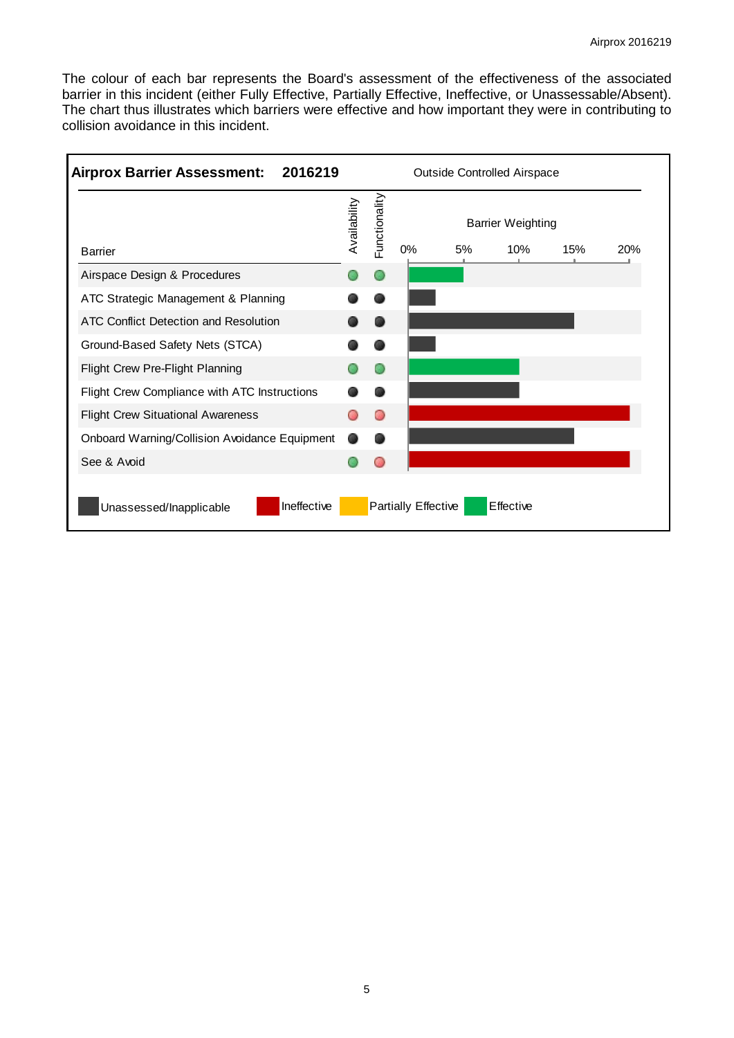The colour of each bar represents the Board's assessment of the effectiveness of the associated barrier in this incident (either Fully Effective, Partially Effective, Ineffective, or Unassessable/Absent). The chart thus illustrates which barriers were effective and how important they were in contributing to collision avoidance in this incident.

**Airprox Barrier Assessment: 2016219**

Outside Controlled Airspace

Barrier

Availability

Functionality

Barrier Weighting

0%

5%

10%

15%

20%

Airspace Design & Procedures

ATC Strategic Management & Planning

ATC Conflict Detection and Resolution

Ground-Based Safety Nets (STCA)

Flight Crew Pre-Flight Planning

Flight Crew Compliance with ATC Instructions

Flight Crew Situational Awareness

Onboard Warning/Collision Avoidance Equipment

See & Avoid

Unassessed/Inapplicable

Ineffective

Partially Effective

Effective